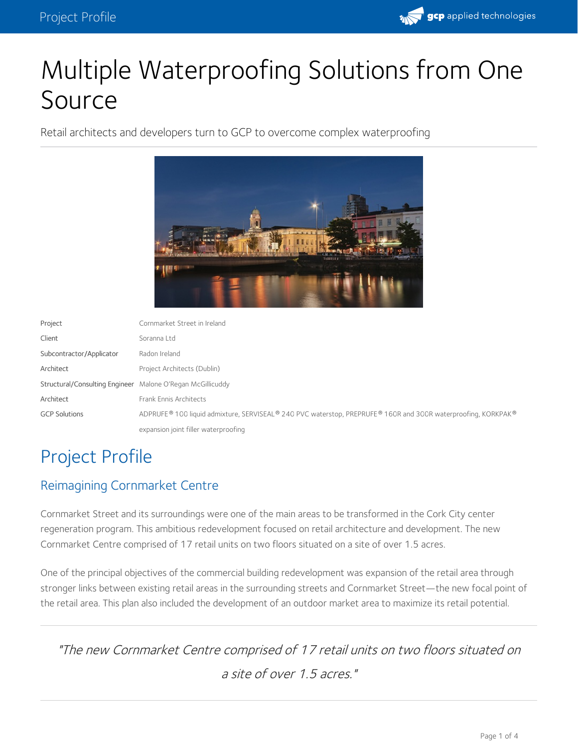# Multiple Waterproofing Solutions from One Source

Retail architects and developers turn to GCP to overcome complex waterproofing

| | |
|---|---|
| Project | Cornmarket Street in Ireland |
| Client | Soranna Ltd |
| Subcontractor/Applicator | Radon Ireland |
| Architect | Project Architects (Dublin) |
| Structural/Consulting Engineer | Malone O'Regan McGillicuddy |
| Architect | Frank Ennis Architects |
| GCP Solutions | ADPRUFE® 100 liquid admixture, SERVISEAL® 240 PVC waterstop, PREPRUFE® 160R and 300R waterproofing, KORKPAK® expansion joint filler waterproofing |

## Project Profile

### Reimagining Cornmarket Centre

Cornmarket Street and its surroundings were one of the main areas to be transformed in the Cork City center regeneration program. This ambitious redevelopment focused on retail architecture and development. The new Cornmarket Centre comprised of 17 retail units on two floors situated on a site of over 1.5 acres.

One of the principal objectives of the commercial building redevelopment was expansion of the retail area through stronger links between existing retail areas in the surrounding streets and Cornmarket Street—the new focal point of the retail area. This plan also included the development of an outdoor market area to maximize its retail potential.

> *"The new Cornmarket Centre comprised of 17 retail units on two floors situated on a site of over 1.5 acres."*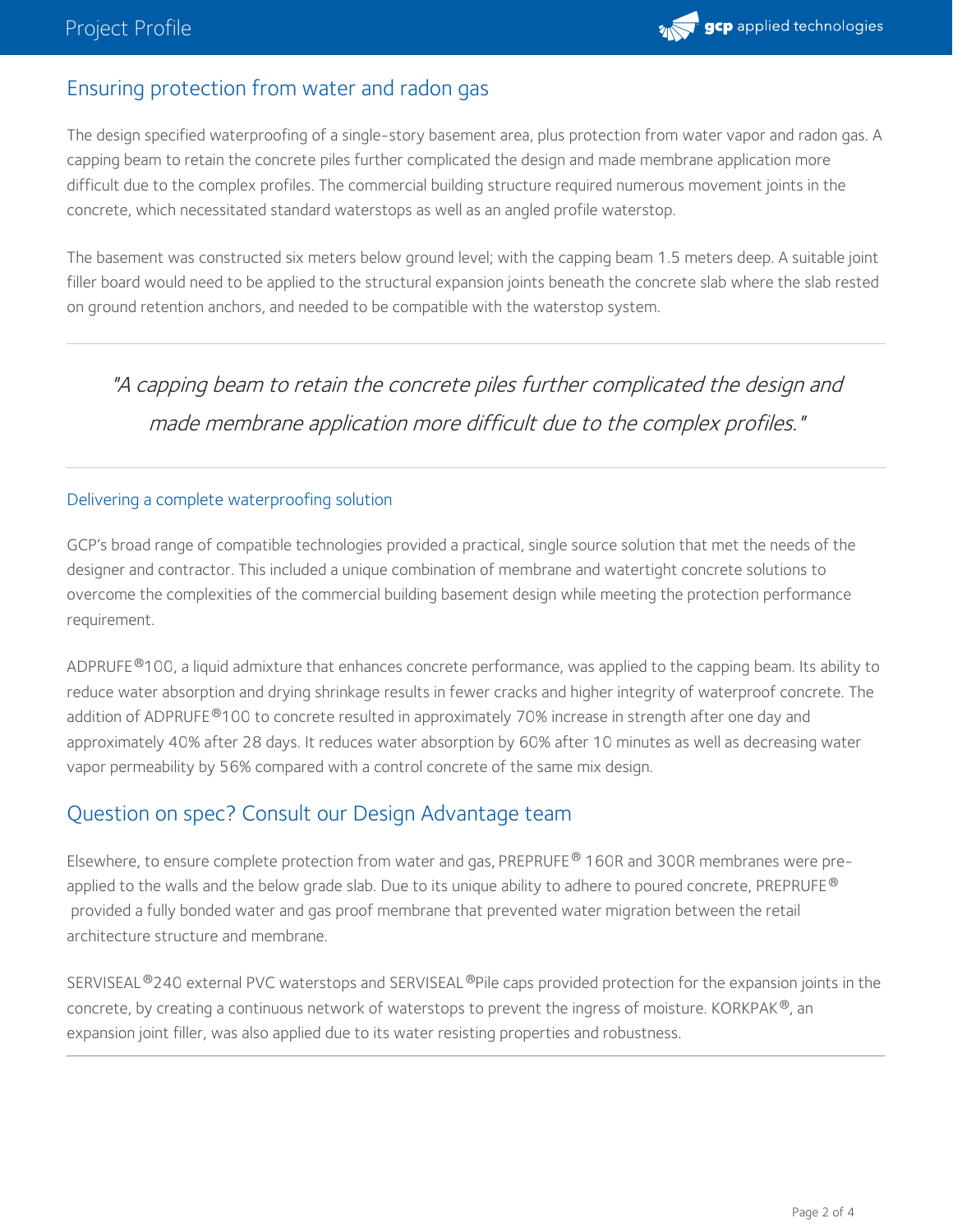## Ensuring protection from water and radon gas

The design specified waterproofing of a single-story basement area, plus protection from water vapor and radon gas. A capping beam to retain the concrete piles further complicated the design and made membrane application more difficult due to the complex profiles. The commercial building structure required numerous movement joints in the concrete, which necessitated standard waterstops as well as an angled profile waterstop.

The basement was constructed six meters below ground level; with the capping beam 1.5 meters deep. A suitable joint filler board would need to be applied to the structural expansion joints beneath the concrete slab where the slab rested on ground retention anchors, and needed to be compatible with the waterstop system.

> *"A capping beam to retain the concrete piles further complicated the design and made membrane application more difficult due to the complex profiles."*

### Delivering a complete waterproofing solution

GCP's broad range of compatible technologies provided a practical, single source solution that met the needs of the designer and contractor. This included a unique combination of membrane and watertight concrete solutions to overcome the complexities of the commercial building basement design while meeting the protection performance requirement.

ADPRUFE®100, a liquid admixture that enhances concrete performance, was applied to the capping beam. Its ability to reduce water absorption and drying shrinkage results in fewer cracks and higher integrity of waterproof concrete. The addition of ADPRUFE®100 to concrete resulted in approximately 70% increase in strength after one day and approximately 40% after 28 days. It reduces water absorption by 60% after 10 minutes as well as decreasing water vapor permeability by 56% compared with a control concrete of the same mix design.

## Question on spec? Consult our Design Advantage team

Elsewhere, to ensure complete protection from water and gas, PREPRUFE® 160R and 300R membranes were pre-applied to the walls and the below grade slab. Due to its unique ability to adhere to poured concrete, PREPRUFE® provided a fully bonded water and gas proof membrane that prevented water migration between the retail architecture structure and membrane.

SERVISEAL®240 external PVC waterstops and SERVISEAL®Pile caps provided protection for the expansion joints in the concrete, by creating a continuous network of waterstops to prevent the ingress of moisture. KORKPAK®, an expansion joint filler, was also applied due to its water resisting properties and robustness.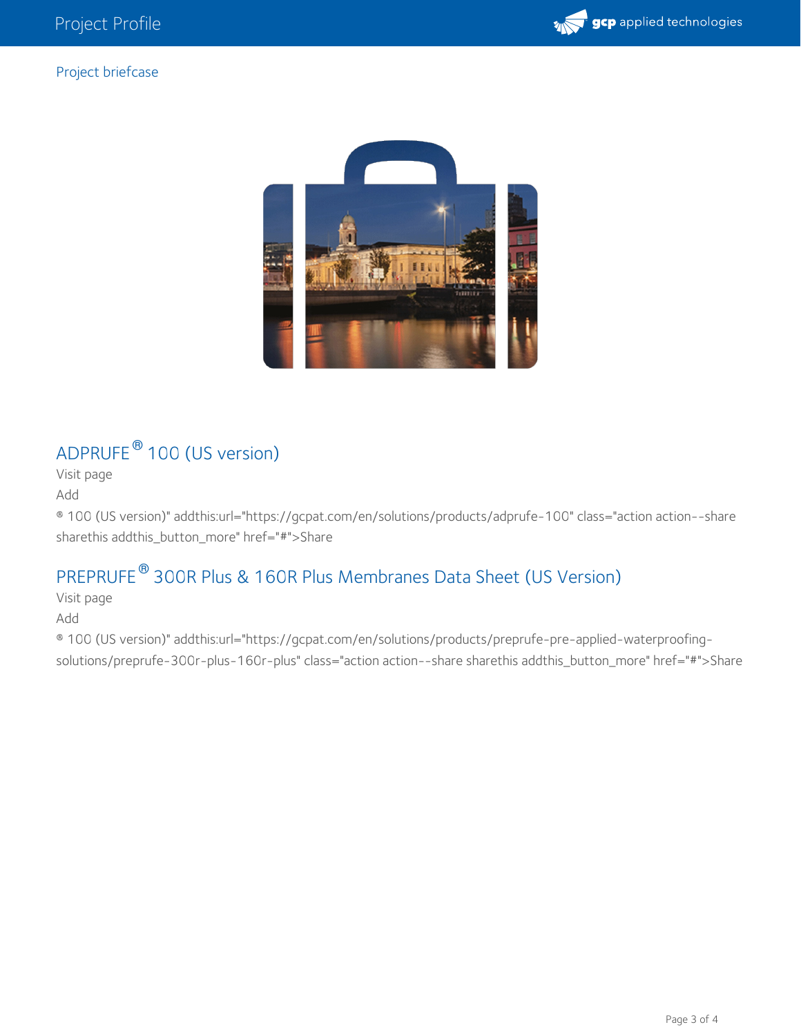Project briefcase

## ADPRUFE® 100 (US version)

Visit page

Add

® 100 (US version)" addthis:url="https://gcpat.com/en/solutions/products/adprufe-100" class="action action--share sharethis addthis_button_more" href="#">Share

## PREPRUFE® 300R Plus & 160R Plus Membranes Data Sheet (US Version)

Visit page

Add

® 100 (US version)" addthis:url="https://gcpat.com/en/solutions/products/preprufe-pre-applied-waterproofing-solutions/preprufe-300r-plus-160r-plus" class="action action--share sharethis addthis_button_more" href="#">Share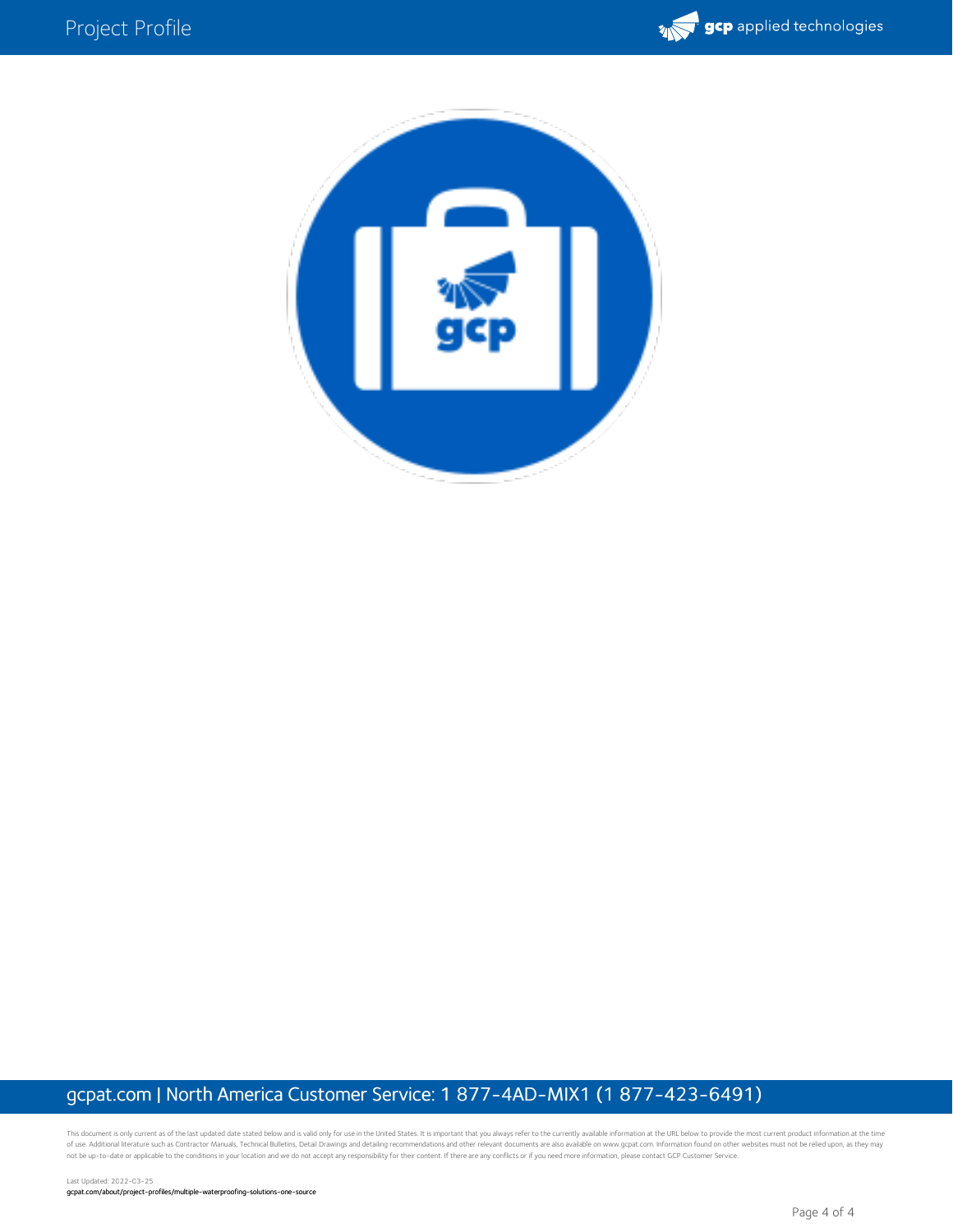gcpat.com | North America Customer Service: 1 877-4AD-MIX1 (1 877-423-6491)

This document is only current as of the last updated date stated below and is valid only for use in the United States. It is important that you always refer to the currently available information at the URL below to provide the most current product information at the time of use. Additional literature such as Contractor Manuals, Technical Bulletins, Detail Drawings and detailing recommendations and other relevant documents are also available on www.gcpat.com. Information found on other websites must not be relied upon, as they may not be up-to-date or applicable to the conditions in your location and we do not accept any responsibility for their content. If there are any conflicts or if you need more information, please contact GCP Customer Service.

Last Updated: 2022-03-25
gcpat.com/about/project-profiles/multiple-waterproofing-solutions-one-source